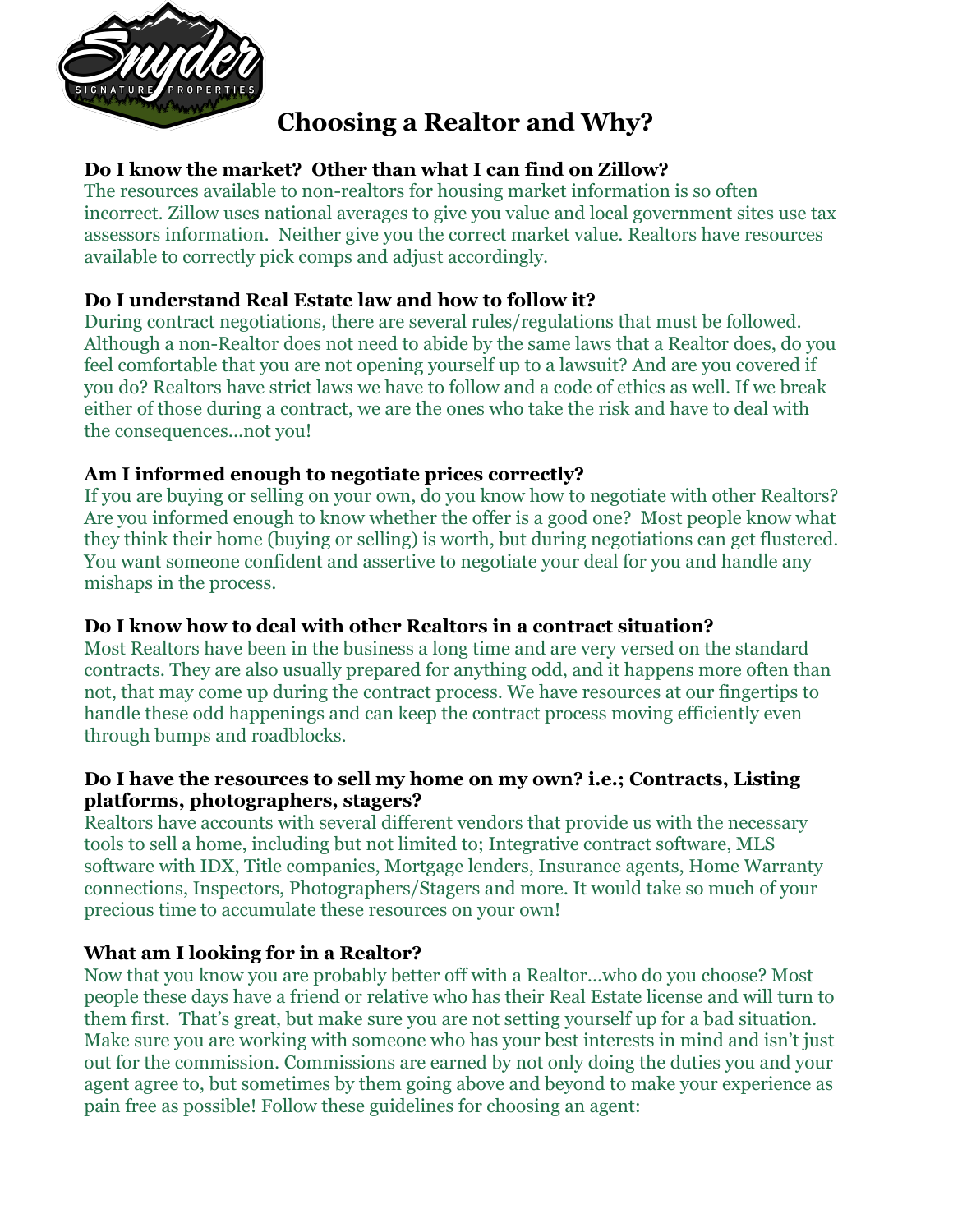# Choosing a Realtor and Why?

**Do I know the market? Other than what I can find on Zillow?**

The resources available to non-realtors for housing market information is so often incorrect. Zillow uses national averages to give you value and local government sites use tax assessors information. Neither give you the correct market value. Realtors have resources available to correctly pick comps and adjust accordingly.

**Do I understand Real Estate law and how to follow it?**

During contract negotiations, there are several rules/regulations that must be followed. Although a non-Realtor does not need to abide by the same laws that a Realtor does, do you feel comfortable that you are not opening yourself up to a lawsuit? And are you covered if you do? Realtors have strict laws we have to follow and a code of ethics as well. If we break either of those during a contract, we are the ones who take the risk and have to deal with the consequences…not you!

**Am I informed enough to negotiate prices correctly?**

If you are buying or selling on your own, do you know how to negotiate with other Realtors? Are you informed enough to know whether the offer is a good one? Most people know what they think their home (buying or selling) is worth, but during negotiations can get flustered. You want someone confident and assertive to negotiate your deal for you and handle any mishaps in the process.

**Do I know how to deal with other Realtors in a contract situation?**

Most Realtors have been in the business a long time and are very versed on the standard contracts. They are also usually prepared for anything odd, and it happens more often than not, that may come up during the contract process. We have resources at our fingertips to handle these odd happenings and can keep the contract process moving efficiently even through bumps and roadblocks.

**Do I have the resources to sell my home on my own? i.e.; Contracts, Listing platforms, photographers, stagers?**

Realtors have accounts with several different vendors that provide us with the necessary tools to sell a home, including but not limited to; Integrative contract software, MLS software with IDX, Title companies, Mortgage lenders, Insurance agents, Home Warranty connections, Inspectors, Photographers/Stagers and more. It would take so much of your precious time to accumulate these resources on your own!

**What am I looking for in a Realtor?**

Now that you know you are probably better off with a Realtor…who do you choose? Most people these days have a friend or relative who has their Real Estate license and will turn to them first. That's great, but make sure you are not setting yourself up for a bad situation. Make sure you are working with someone who has your best interests in mind and isn't just out for the commission. Commissions are earned by not only doing the duties you and your agent agree to, but sometimes by them going above and beyond to make your experience as pain free as possible! Follow these guidelines for choosing an agent: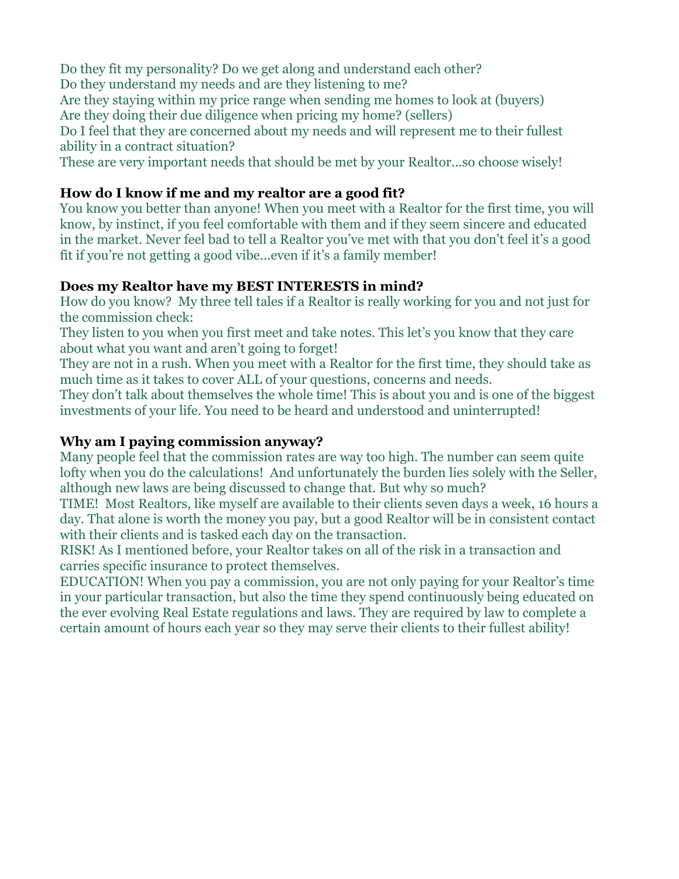Do they fit my personality? Do we get along and understand each other?
Do they understand my needs and are they listening to me?
Are they staying within my price range when sending me homes to look at (buyers)
Are they doing their due diligence when pricing my home? (sellers)
Do I feel that they are concerned about my needs and will represent me to their fullest ability in a contract situation?
These are very important needs that should be met by your Realtor…so choose wisely!

**How do I know if me and my realtor are a good fit?**

You know you better than anyone! When you meet with a Realtor for the first time, you will know, by instinct, if you feel comfortable with them and if they seem sincere and educated in the market. Never feel bad to tell a Realtor you've met with that you don't feel it's a good fit if you're not getting a good vibe…even if it's a family member!

**Does my Realtor have my BEST INTERESTS in mind?**

How do you know? My three tell tales if a Realtor is really working for you and not just for the commission check:
They listen to you when you first meet and take notes. This let's you know that they care about what you want and aren't going to forget!
They are not in a rush. When you meet with a Realtor for the first time, they should take as much time as it takes to cover ALL of your questions, concerns and needs.
They don't talk about themselves the whole time! This is about you and is one of the biggest investments of your life. You need to be heard and understood and uninterrupted!

**Why am I paying commission anyway?**

Many people feel that the commission rates are way too high. The number can seem quite lofty when you do the calculations! And unfortunately the burden lies solely with the Seller, although new laws are being discussed to change that. But why so much?
TIME! Most Realtors, like myself are available to their clients seven days a week, 16 hours a day. That alone is worth the money you pay, but a good Realtor will be in consistent contact with their clients and is tasked each day on the transaction.
RISK! As I mentioned before, your Realtor takes on all of the risk in a transaction and carries specific insurance to protect themselves.
EDUCATION! When you pay a commission, you are not only paying for your Realtor's time in your particular transaction, but also the time they spend continuously being educated on the ever evolving Real Estate regulations and laws. They are required by law to complete a certain amount of hours each year so they may serve their clients to their fullest ability!